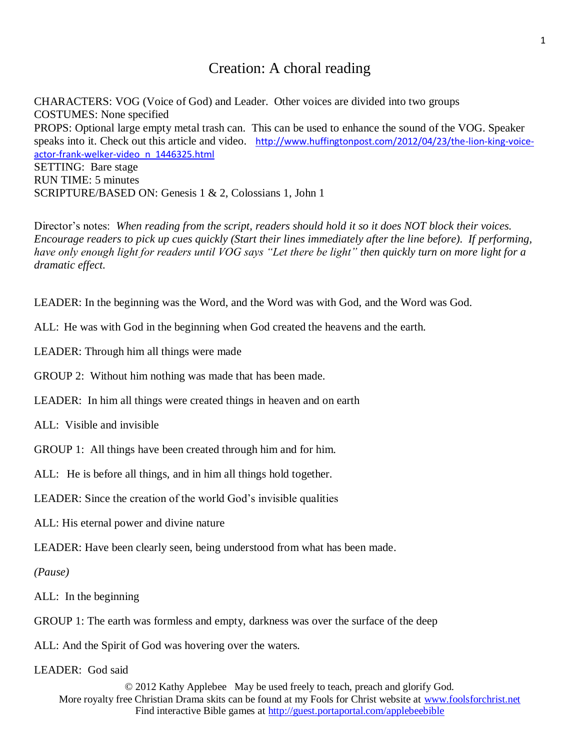# Creation: A choral reading

CHARACTERS: VOG (Voice of God) and Leader. Other voices are divided into two groups
COSTUMES: None specified
PROPS: Optional large empty metal trash can. This can be used to enhance the sound of the VOG. Speaker speaks into it. Check out this article and video. http://www.huffingtonpost.com/2012/04/23/the-lion-king-voice-actor-frank-welker-video_n_1446325.html
SETTING: Bare stage
RUN TIME: 5 minutes
SCRIPTURE/BASED ON: Genesis 1 & 2, Colossians 1, John 1

Director's notes: *When reading from the script, readers should hold it so it does NOT block their voices. Encourage readers to pick up cues quickly (Start their lines immediately after the line before). If performing, have only enough light for readers until VOG says "Let there be light" then quickly turn on more light for a dramatic effect.*

LEADER: In the beginning was the Word, and the Word was with God, and the Word was God.

ALL: He was with God in the beginning when God created the heavens and the earth.

LEADER: Through him all things were made

GROUP 2: Without him nothing was made that has been made.

LEADER: In him all things were created things in heaven and on earth

ALL: Visible and invisible

GROUP 1: All things have been created through him and for him.

ALL: He is before all things, and in him all things hold together.

LEADER: Since the creation of the world God's invisible qualities

ALL: His eternal power and divine nature

LEADER: Have been clearly seen, being understood from what has been made.

*(Pause)*

ALL: In the beginning

GROUP 1: The earth was formless and empty, darkness was over the surface of the deep

ALL: And the Spirit of God was hovering over the waters.

LEADER: God said

© 2012 Kathy Applebee May be used freely to teach, preach and glorify God.
More royalty free Christian Drama skits can be found at my Fools for Christ website at www.foolsforchrist.net
Find interactive Bible games at http://guest.portaportal.com/applebeebible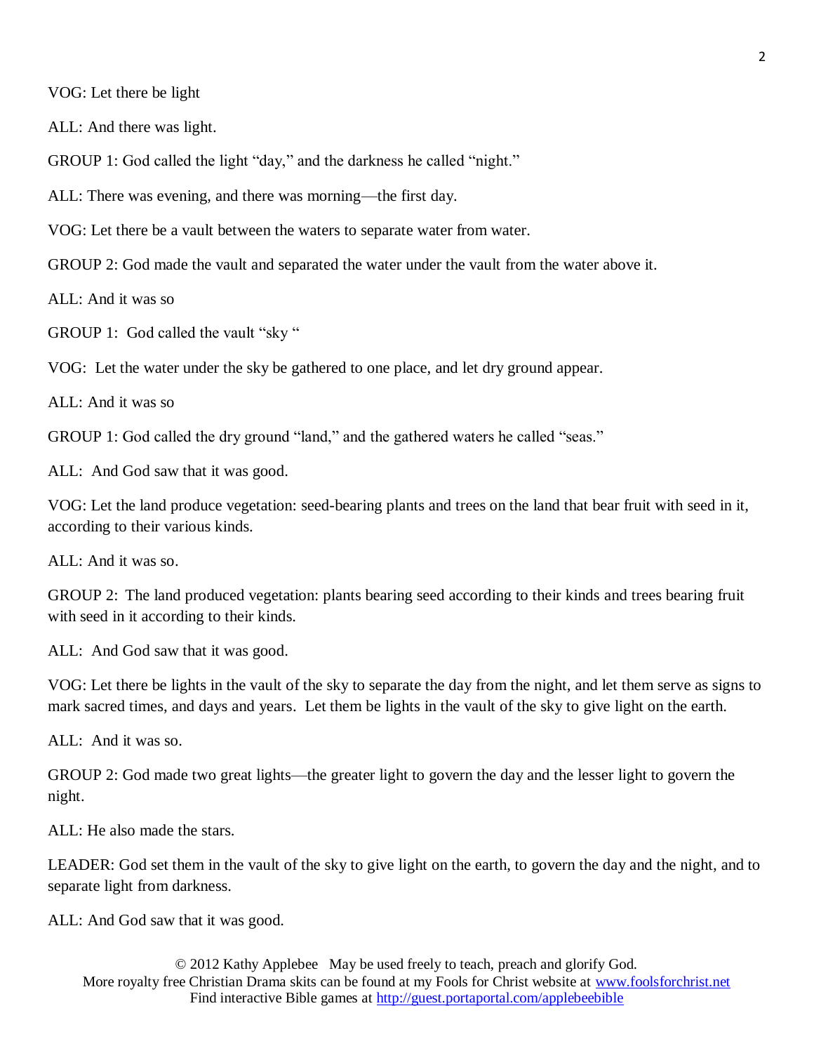VOG: Let there be light

ALL: And there was light.

GROUP 1: God called the light “day,” and the darkness he called “night.”

ALL: There was evening, and there was morning—the first day.

VOG: Let there be a vault between the waters to separate water from water.

GROUP 2: God made the vault and separated the water under the vault from the water above it.

ALL: And it was so

GROUP 1: God called the vault “sky “

VOG: Let the water under the sky be gathered to one place, and let dry ground appear.

ALL: And it was so

GROUP 1: God called the dry ground “land,” and the gathered waters he called “seas.”

ALL: And God saw that it was good.

VOG: Let the land produce vegetation: seed-bearing plants and trees on the land that bear fruit with seed in it, according to their various kinds.

ALL: And it was so.

GROUP 2: The land produced vegetation: plants bearing seed according to their kinds and trees bearing fruit with seed in it according to their kinds.

ALL: And God saw that it was good.

VOG: Let there be lights in the vault of the sky to separate the day from the night, and let them serve as signs to mark sacred times, and days and years. Let them be lights in the vault of the sky to give light on the earth.

ALL: And it was so.

GROUP 2: God made two great lights—the greater light to govern the day and the lesser light to govern the night.

ALL: He also made the stars.

LEADER: God set them in the vault of the sky to give light on the earth, to govern the day and the night, and to separate light from darkness.

ALL: And God saw that it was good.

© 2012 Kathy Applebee May be used freely to teach, preach and glorify God.
More royalty free Christian Drama skits can be found at my Fools for Christ website at www.foolsforchrist.net
Find interactive Bible games at http://guest.portaportal.com/applebeebible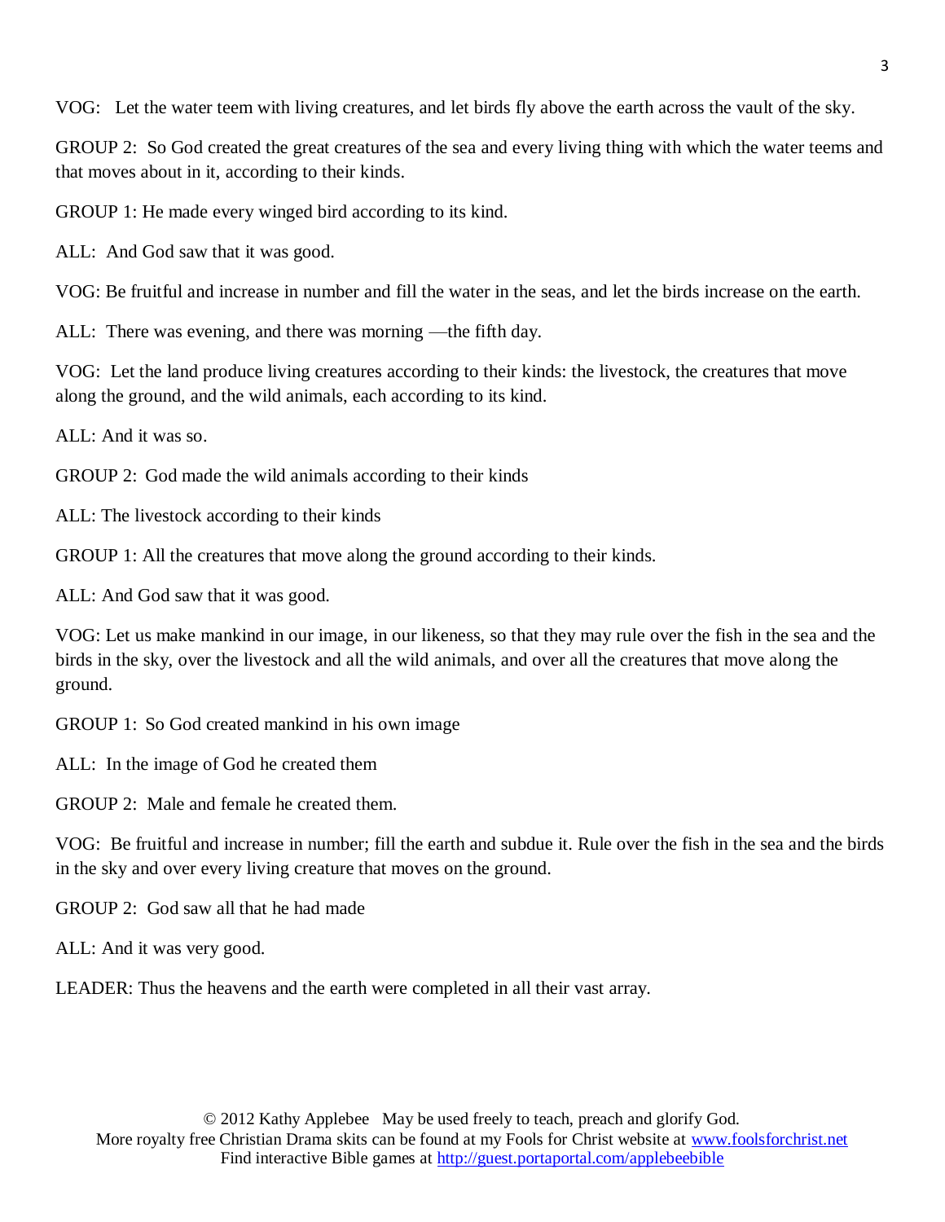VOG: Let the water teem with living creatures, and let birds fly above the earth across the vault of the sky.

GROUP 2: So God created the great creatures of the sea and every living thing with which the water teems and that moves about in it, according to their kinds.

GROUP 1: He made every winged bird according to its kind.

ALL: And God saw that it was good.

VOG: Be fruitful and increase in number and fill the water in the seas, and let the birds increase on the earth.

ALL: There was evening, and there was morning —the fifth day.

VOG: Let the land produce living creatures according to their kinds: the livestock, the creatures that move along the ground, and the wild animals, each according to its kind.

ALL: And it was so.

GROUP 2: God made the wild animals according to their kinds

ALL: The livestock according to their kinds

GROUP 1: All the creatures that move along the ground according to their kinds.

ALL: And God saw that it was good.

VOG: Let us make mankind in our image, in our likeness, so that they may rule over the fish in the sea and the birds in the sky, over the livestock and all the wild animals, and over all the creatures that move along the ground.

GROUP 1: So God created mankind in his own image

ALL: In the image of God he created them

GROUP 2: Male and female he created them.

VOG: Be fruitful and increase in number; fill the earth and subdue it. Rule over the fish in the sea and the birds in the sky and over every living creature that moves on the ground.

GROUP 2: God saw all that he had made

ALL: And it was very good.

LEADER: Thus the heavens and the earth were completed in all their vast array.

© 2012 Kathy Applebee May be used freely to teach, preach and glorify God.
More royalty free Christian Drama skits can be found at my Fools for Christ website at www.foolsforchrist.net
Find interactive Bible games at http://guest.portaportal.com/applebeebible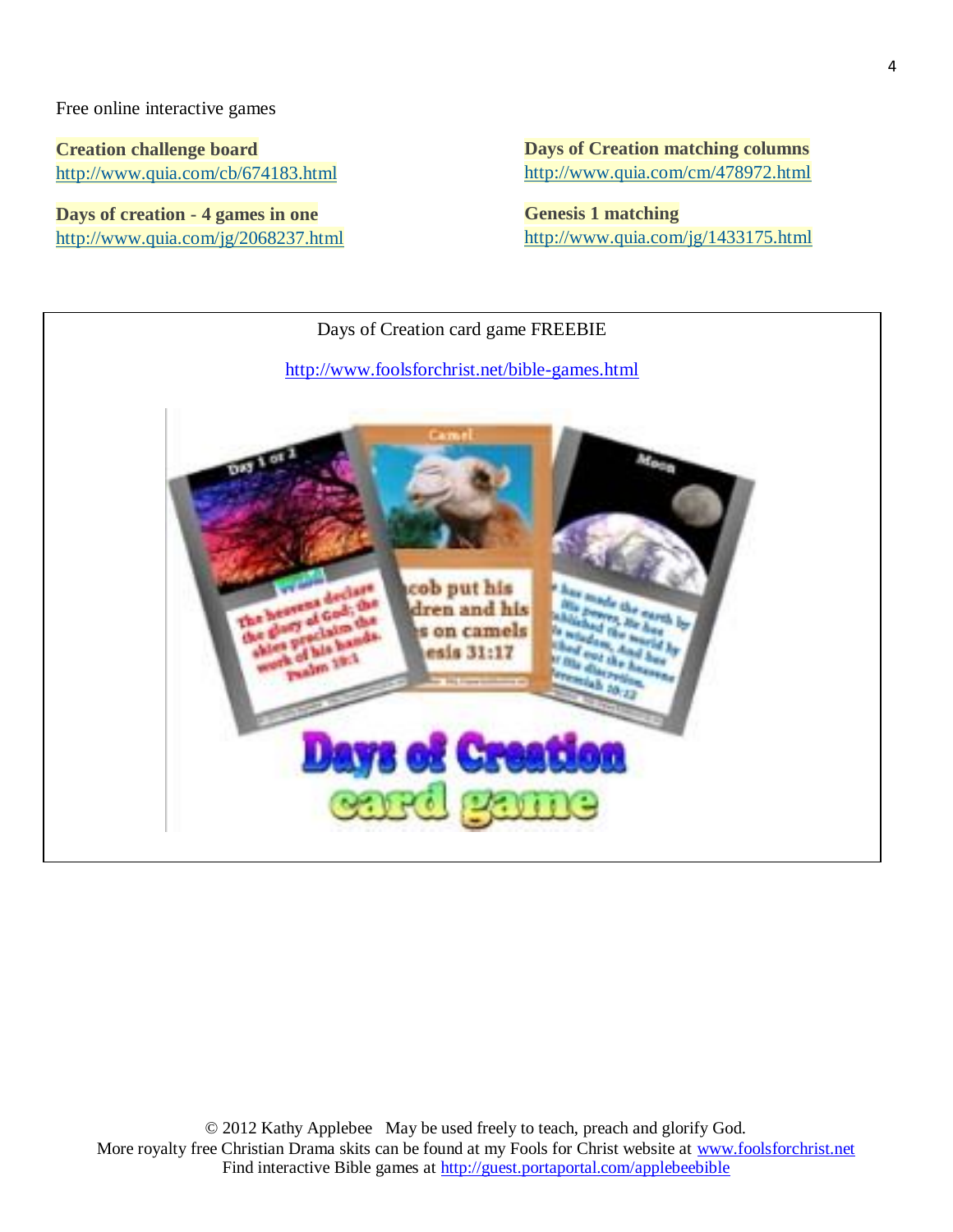Free online interactive games

**Creation challenge board**
http://www.quia.com/cb/674183.html

**Days of creation - 4 games in one**
http://www.quia.com/jg/2068237.html

**Days of Creation matching columns**
http://www.quia.com/cm/478972.html

**Genesis 1 matching**
http://www.quia.com/jg/1433175.html

Days of Creation card game FREEBIE

http://www.foolsforchrist.net/bible-games.html

© 2012 Kathy Applebee May be used freely to teach, preach and glorify God.
More royalty free Christian Drama skits can be found at my Fools for Christ website at www.foolsforchrist.net
Find interactive Bible games at http://guest.portaportal.com/applebeebible